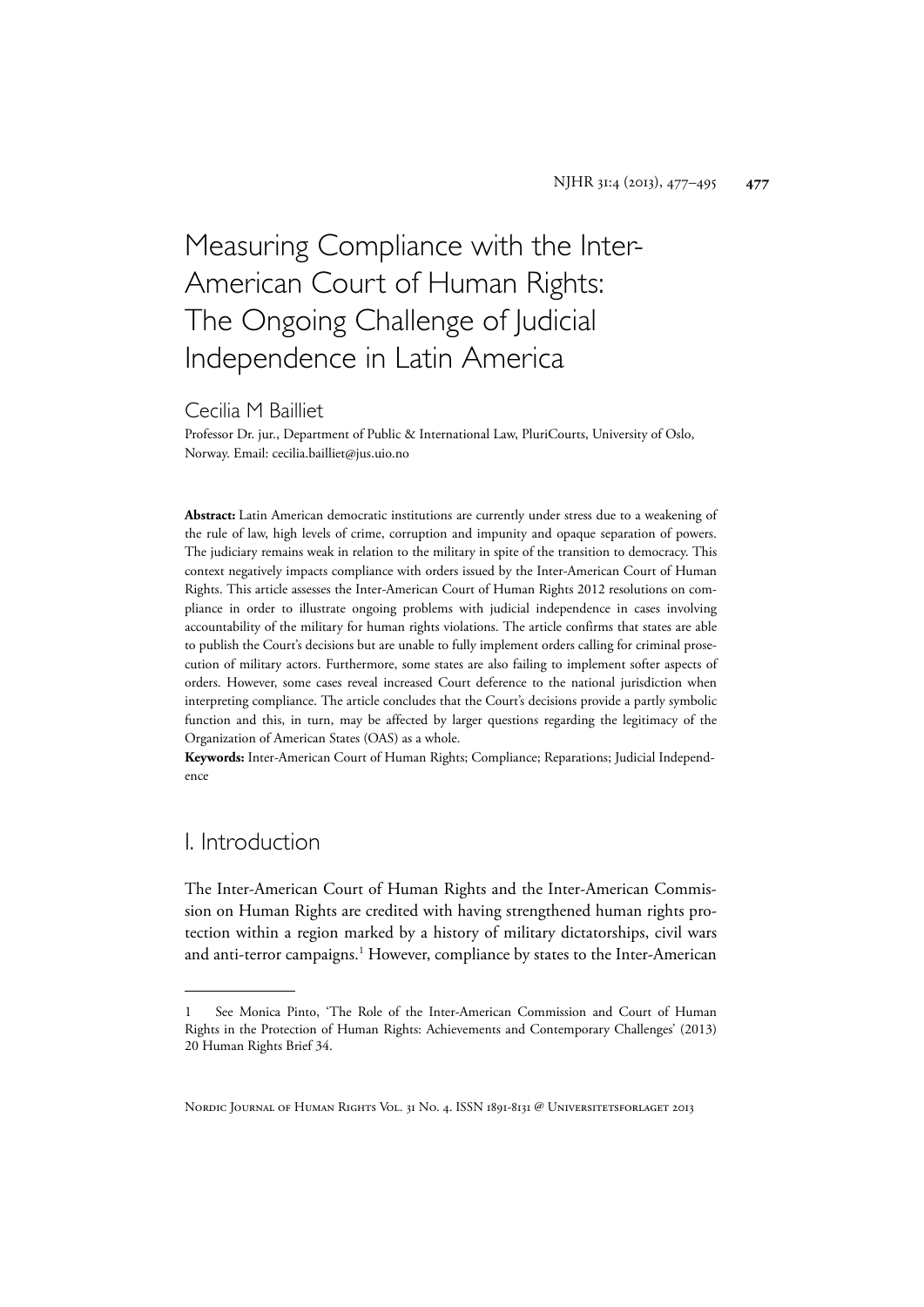# Measuring Compliance with the Inter-American Court of Human Rights: The Ongoing Challenge of Judicial Independence in Latin America

Cecilia M Bailliet

Professor Dr. jur., Department of Public & International Law, PluriCourts, University of Oslo, Norway. Email: cecilia.bailliet@jus.uio.no

**Abstract:** Latin American democratic institutions are currently under stress due to a weakening of the rule of law, high levels of crime, corruption and impunity and opaque separation of powers. The judiciary remains weak in relation to the military in spite of the transition to democracy. This context negatively impacts compliance with orders issued by the Inter-American Court of Human Rights. This article assesses the Inter-American Court of Human Rights 2012 resolutions on compliance in order to illustrate ongoing problems with judicial independence in cases involving accountability of the military for human rights violations. The article confirms that states are able to publish the Court's decisions but are unable to fully implement orders calling for criminal prosecution of military actors. Furthermore, some states are also failing to implement softer aspects of orders. However, some cases reveal increased Court deference to the national jurisdiction when interpreting compliance. The article concludes that the Court's decisions provide a partly symbolic function and this, in turn, may be affected by larger questions regarding the legitimacy of the Organization of American States (OAS) as a whole.

**Keywords:** Inter-American Court of Human Rights; Compliance; Reparations; Judicial Independence

## I. Introduction

The Inter-American Court of Human Rights and the Inter-American Commission on Human Rights are credited with having strengthened human rights protection within a region marked by a history of military dictatorships, civil wars and anti-terror campaigns.[1] However, compliance by states to the Inter-American

---

1 See Monica Pinto, 'The Role of the Inter-American Commission and Court of Human Rights in the Protection of Human Rights: Achievements and Contemporary Challenges' (2013) 20 Human Rights Brief 34.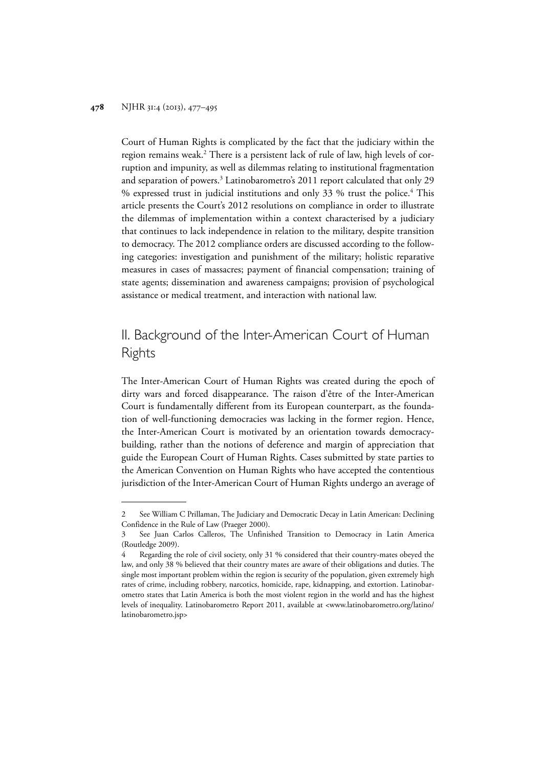Court of Human Rights is complicated by the fact that the judiciary within the region remains weak.[2] There is a persistent lack of rule of law, high levels of corruption and impunity, as well as dilemmas relating to institutional fragmentation and separation of powers.[3] Latinobarometro's 2011 report calculated that only 29 % expressed trust in judicial institutions and only 33 % trust the police.[4] This article presents the Court's 2012 resolutions on compliance in order to illustrate the dilemmas of implementation within a context characterised by a judiciary that continues to lack independence in relation to the military, despite transition to democracy. The 2012 compliance orders are discussed according to the following categories: investigation and punishment of the military; holistic reparative measures in cases of massacres; payment of financial compensation; training of state agents; dissemination and awareness campaigns; provision of psychological assistance or medical treatment, and interaction with national law.

## II. Background of the Inter-American Court of Human Rights

The Inter-American Court of Human Rights was created during the epoch of dirty wars and forced disappearance. The raison d'être of the Inter-American Court is fundamentally different from its European counterpart, as the foundation of well-functioning democracies was lacking in the former region. Hence, the Inter-American Court is motivated by an orientation towards democracy-building, rather than the notions of deference and margin of appreciation that guide the European Court of Human Rights. Cases submitted by state parties to the American Convention on Human Rights who have accepted the contentious jurisdiction of the Inter-American Court of Human Rights undergo an average of

---

2 See William C Prillaman, The Judiciary and Democratic Decay in Latin American: Declining Confidence in the Rule of Law (Praeger 2000).

3 See Juan Carlos Calleros, The Unfinished Transition to Democracy in Latin America (Routledge 2009).

4 Regarding the role of civil society, only 31 % considered that their country-mates obeyed the law, and only 38 % believed that their country mates are aware of their obligations and duties. The single most important problem within the region is security of the population, given extremely high rates of crime, including robbery, narcotics, homicide, rape, kidnapping, and extortion. Latinobarometro states that Latin America is both the most violent region in the world and has the highest levels of inequality. Latinobarometro Report 2011, available at <www.latinobarometro.org/latino/latinobarometro.jsp>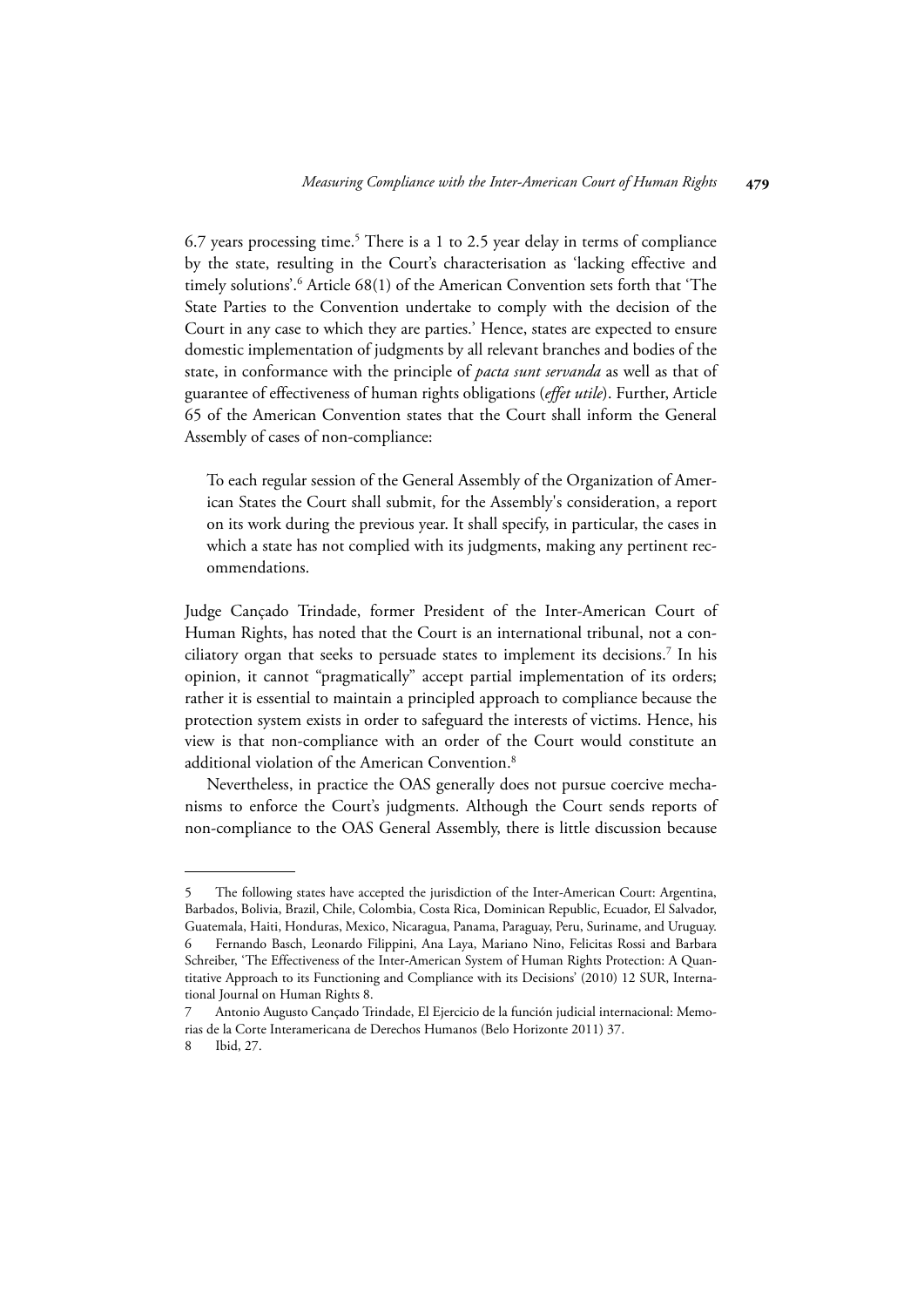6.7 years processing time.[5] There is a 1 to 2.5 year delay in terms of compliance by the state, resulting in the Court's characterisation as 'lacking effective and timely solutions'.[6] Article 68(1) of the American Convention sets forth that 'The State Parties to the Convention undertake to comply with the decision of the Court in any case to which they are parties.' Hence, states are expected to ensure domestic implementation of judgments by all relevant branches and bodies of the state, in conformance with the principle of *pacta sunt servanda* as well as that of guarantee of effectiveness of human rights obligations (*effet utile*). Further, Article 65 of the American Convention states that the Court shall inform the General Assembly of cases of non-compliance:

> To each regular session of the General Assembly of the Organization of American States the Court shall submit, for the Assembly's consideration, a report on its work during the previous year. It shall specify, in particular, the cases in which a state has not complied with its judgments, making any pertinent recommendations.

Judge Cançado Trindade, former President of the Inter-American Court of Human Rights, has noted that the Court is an international tribunal, not a conciliatory organ that seeks to persuade states to implement its decisions.[7] In his opinion, it cannot "pragmatically" accept partial implementation of its orders; rather it is essential to maintain a principled approach to compliance because the protection system exists in order to safeguard the interests of victims. Hence, his view is that non-compliance with an order of the Court would constitute an additional violation of the American Convention.[8]

Nevertheless, in practice the OAS generally does not pursue coercive mechanisms to enforce the Court's judgments. Although the Court sends reports of non-compliance to the OAS General Assembly, there is little discussion because

---

5 The following states have accepted the jurisdiction of the Inter-American Court: Argentina, Barbados, Bolivia, Brazil, Chile, Colombia, Costa Rica, Dominican Republic, Ecuador, El Salvador, Guatemala, Haiti, Honduras, Mexico, Nicaragua, Panama, Paraguay, Peru, Suriname, and Uruguay.

6 Fernando Basch, Leonardo Filippini, Ana Laya, Mariano Nino, Felicitas Rossi and Barbara Schreiber, 'The Effectiveness of the Inter-American System of Human Rights Protection: A Quantitative Approach to its Functioning and Compliance with its Decisions' (2010) 12 SUR, International Journal on Human Rights 8.

7 Antonio Augusto Cançado Trindade, El Ejercicio de la función judicial internacional: Memorias de la Corte Interamericana de Derechos Humanos (Belo Horizonte 2011) 37.

8 Ibid, 27.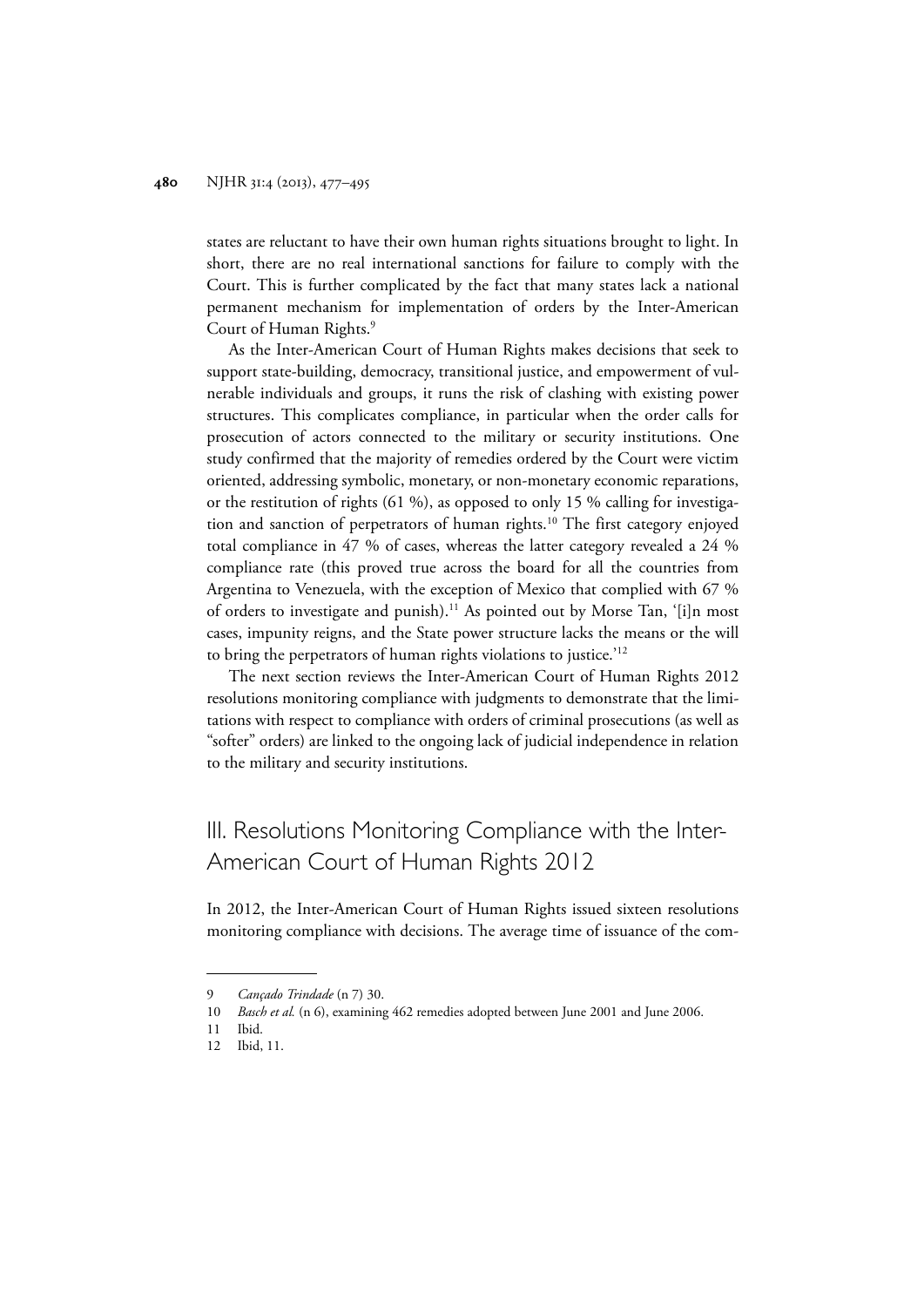states are reluctant to have their own human rights situations brought to light. In short, there are no real international sanctions for failure to comply with the Court. This is further complicated by the fact that many states lack a national permanent mechanism for implementation of orders by the Inter-American Court of Human Rights.[9]

As the Inter-American Court of Human Rights makes decisions that seek to support state-building, democracy, transitional justice, and empowerment of vulnerable individuals and groups, it runs the risk of clashing with existing power structures. This complicates compliance, in particular when the order calls for prosecution of actors connected to the military or security institutions. One study confirmed that the majority of remedies ordered by the Court were victim oriented, addressing symbolic, monetary, or non-monetary economic reparations, or the restitution of rights (61 %), as opposed to only 15 % calling for investigation and sanction of perpetrators of human rights.[10] The first category enjoyed total compliance in 47 % of cases, whereas the latter category revealed a 24 % compliance rate (this proved true across the board for all the countries from Argentina to Venezuela, with the exception of Mexico that complied with 67 % of orders to investigate and punish).[11] As pointed out by Morse Tan, '[i]n most cases, impunity reigns, and the State power structure lacks the means or the will to bring the perpetrators of human rights violations to justice.'[12]

The next section reviews the Inter-American Court of Human Rights 2012 resolutions monitoring compliance with judgments to demonstrate that the limitations with respect to compliance with orders of criminal prosecutions (as well as "softer" orders) are linked to the ongoing lack of judicial independence in relation to the military and security institutions.

## III. Resolutions Monitoring Compliance with the Inter-American Court of Human Rights 2012

In 2012, the Inter-American Court of Human Rights issued sixteen resolutions monitoring compliance with decisions. The average time of issuance of the com-

---

9 *Cançado Trindade* (n 7) 30.

10 *Basch et al.* (n 6), examining 462 remedies adopted between June 2001 and June 2006.

11 Ibid.

12 Ibid, 11.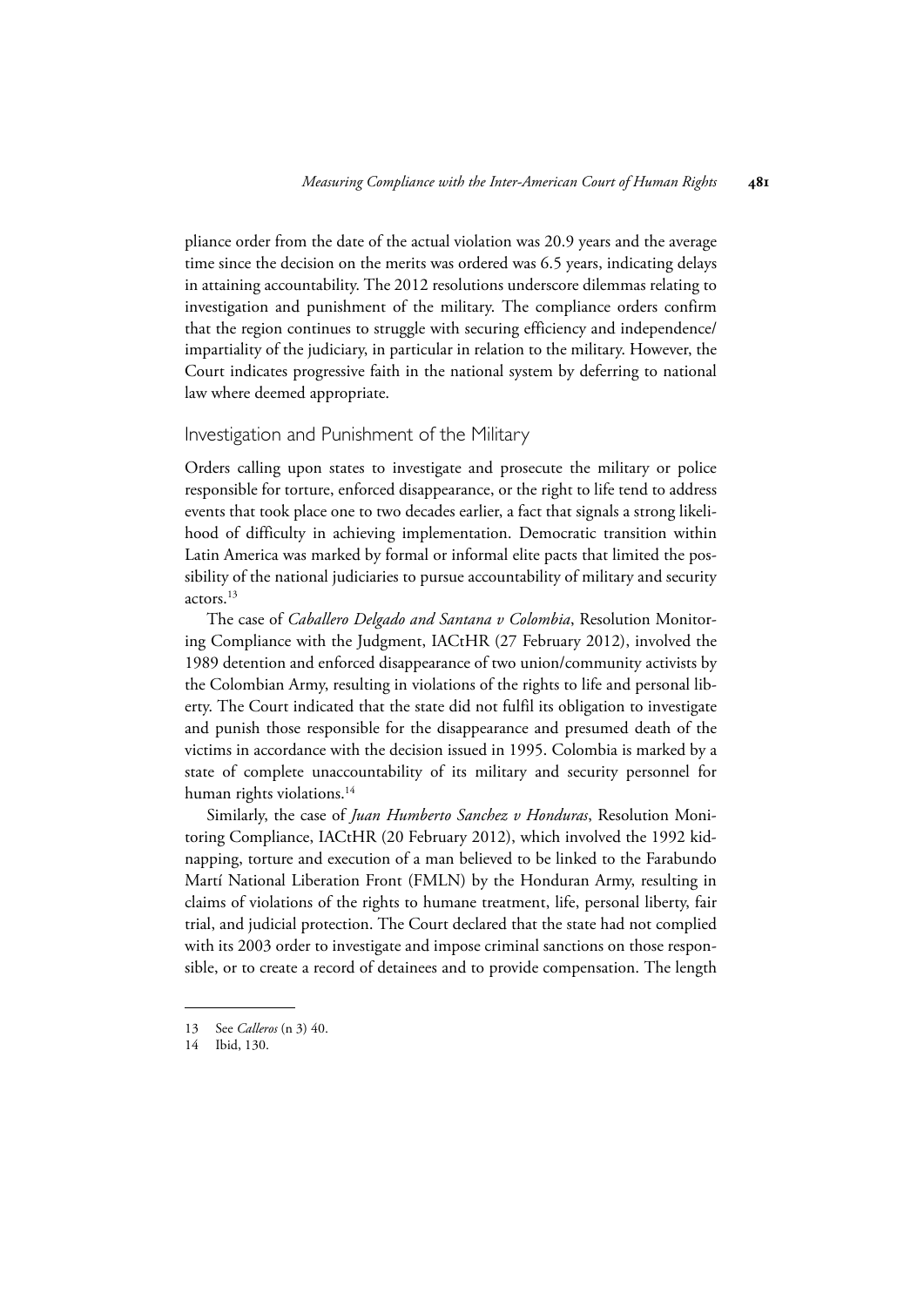pliance order from the date of the actual violation was 20.9 years and the average time since the decision on the merits was ordered was 6.5 years, indicating delays in attaining accountability. The 2012 resolutions underscore dilemmas relating to investigation and punishment of the military. The compliance orders confirm that the region continues to struggle with securing efficiency and independence/ impartiality of the judiciary, in particular in relation to the military. However, the Court indicates progressive faith in the national system by deferring to national law where deemed appropriate.

## Investigation and Punishment of the Military

Orders calling upon states to investigate and prosecute the military or police responsible for torture, enforced disappearance, or the right to life tend to address events that took place one to two decades earlier, a fact that signals a strong likelihood of difficulty in achieving implementation. Democratic transition within Latin America was marked by formal or informal elite pacts that limited the possibility of the national judiciaries to pursue accountability of military and security actors.[13]

The case of *Caballero Delgado and Santana v Colombia*, Resolution Monitoring Compliance with the Judgment, IACtHR (27 February 2012), involved the 1989 detention and enforced disappearance of two union/community activists by the Colombian Army, resulting in violations of the rights to life and personal liberty. The Court indicated that the state did not fulfil its obligation to investigate and punish those responsible for the disappearance and presumed death of the victims in accordance with the decision issued in 1995. Colombia is marked by a state of complete unaccountability of its military and security personnel for human rights violations.[14]

Similarly, the case of *Juan Humberto Sanchez v Honduras*, Resolution Monitoring Compliance, IACtHR (20 February 2012), which involved the 1992 kidnapping, torture and execution of a man believed to be linked to the Farabundo Martí National Liberation Front (FMLN) by the Honduran Army, resulting in claims of violations of the rights to humane treatment, life, personal liberty, fair trial, and judicial protection. The Court declared that the state had not complied with its 2003 order to investigate and impose criminal sanctions on those responsible, or to create a record of detainees and to provide compensation. The length

---

13 See *Calleros* (n 3) 40.

14 Ibid, 130.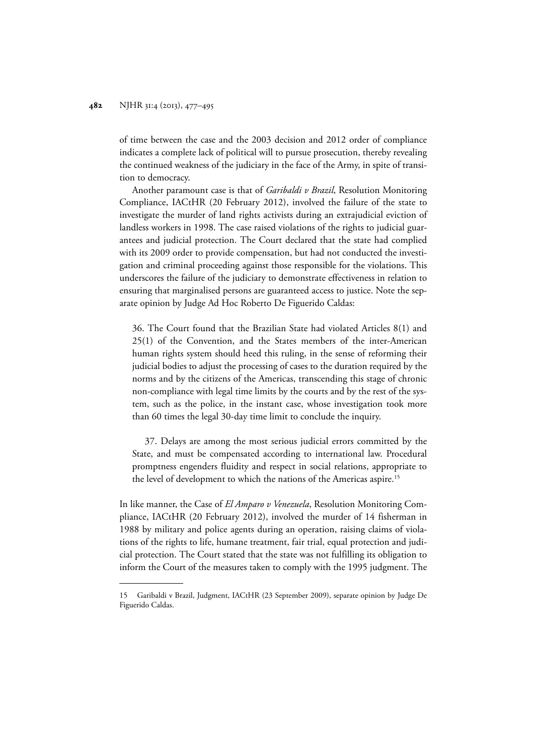of time between the case and the 2003 decision and 2012 order of compliance indicates a complete lack of political will to pursue prosecution, thereby revealing the continued weakness of the judiciary in the face of the Army, in spite of transition to democracy.

Another paramount case is that of *Garibaldi v Brazil*, Resolution Monitoring Compliance, IACtHR (20 February 2012), involved the failure of the state to investigate the murder of land rights activists during an extrajudicial eviction of landless workers in 1998. The case raised violations of the rights to judicial guarantees and judicial protection. The Court declared that the state had complied with its 2009 order to provide compensation, but had not conducted the investigation and criminal proceeding against those responsible for the violations. This underscores the failure of the judiciary to demonstrate effectiveness in relation to ensuring that marginalised persons are guaranteed access to justice. Note the separate opinion by Judge Ad Hoc Roberto De Figuerido Caldas:

> 36. The Court found that the Brazilian State had violated Articles 8(1) and 25(1) of the Convention, and the States members of the inter-American human rights system should heed this ruling, in the sense of reforming their judicial bodies to adjust the processing of cases to the duration required by the norms and by the citizens of the Americas, transcending this stage of chronic non-compliance with legal time limits by the courts and by the rest of the system, such as the police, in the instant case, whose investigation took more than 60 times the legal 30-day time limit to conclude the inquiry.
>
> 37. Delays are among the most serious judicial errors committed by the State, and must be compensated according to international law. Procedural promptness engenders fluidity and respect in social relations, appropriate to the level of development to which the nations of the Americas aspire.[15]

In like manner, the Case of *El Amparo v Venezuela*, Resolution Monitoring Compliance, IACtHR (20 February 2012), involved the murder of 14 fisherman in 1988 by military and police agents during an operation, raising claims of violations of the rights to life, humane treatment, fair trial, equal protection and judicial protection. The Court stated that the state was not fulfilling its obligation to inform the Court of the measures taken to comply with the 1995 judgment. The

---

15 Garibaldi v Brazil, Judgment, IACtHR (23 September 2009), separate opinion by Judge De Figuerido Caldas.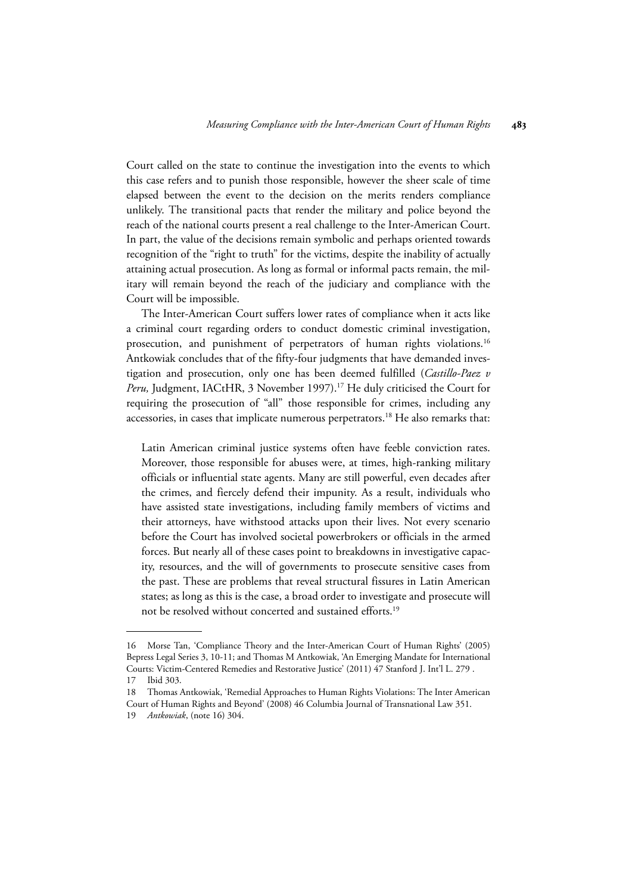Court called on the state to continue the investigation into the events to which this case refers and to punish those responsible, however the sheer scale of time elapsed between the event to the decision on the merits renders compliance unlikely. The transitional pacts that render the military and police beyond the reach of the national courts present a real challenge to the Inter-American Court. In part, the value of the decisions remain symbolic and perhaps oriented towards recognition of the "right to truth" for the victims, despite the inability of actually attaining actual prosecution. As long as formal or informal pacts remain, the military will remain beyond the reach of the judiciary and compliance with the Court will be impossible.

The Inter-American Court suffers lower rates of compliance when it acts like a criminal court regarding orders to conduct domestic criminal investigation, prosecution, and punishment of perpetrators of human rights violations.[16] Antkowiak concludes that of the fifty-four judgments that have demanded investigation and prosecution, only one has been deemed fulfilled (*Castillo-Paez v Peru,* Judgment, IACtHR, 3 November 1997).[17] He duly criticised the Court for requiring the prosecution of "all" those responsible for crimes, including any accessories, in cases that implicate numerous perpetrators.[18] He also remarks that:

> Latin American criminal justice systems often have feeble conviction rates. Moreover, those responsible for abuses were, at times, high-ranking military officials or influential state agents. Many are still powerful, even decades after the crimes, and fiercely defend their impunity. As a result, individuals who have assisted state investigations, including family members of victims and their attorneys, have withstood attacks upon their lives. Not every scenario before the Court has involved societal powerbrokers or officials in the armed forces. But nearly all of these cases point to breakdowns in investigative capacity, resources, and the will of governments to prosecute sensitive cases from the past. These are problems that reveal structural fissures in Latin American states; as long as this is the case, a broad order to investigate and prosecute will not be resolved without concerted and sustained efforts.[19]

---

16 Morse Tan, 'Compliance Theory and the Inter-American Court of Human Rights' (2005) Bepress Legal Series 3, 10-11; and Thomas M Antkowiak, 'An Emerging Mandate for International Courts: Victim-Centered Remedies and Restorative Justice' (2011) 47 Stanford J. Int'l L. 279 .

17 Ibid 303.

18 Thomas Antkowiak, 'Remedial Approaches to Human Rights Violations: The Inter American Court of Human Rights and Beyond' (2008) 46 Columbia Journal of Transnational Law 351.

19 *Antkowiak*, (note 16) 304.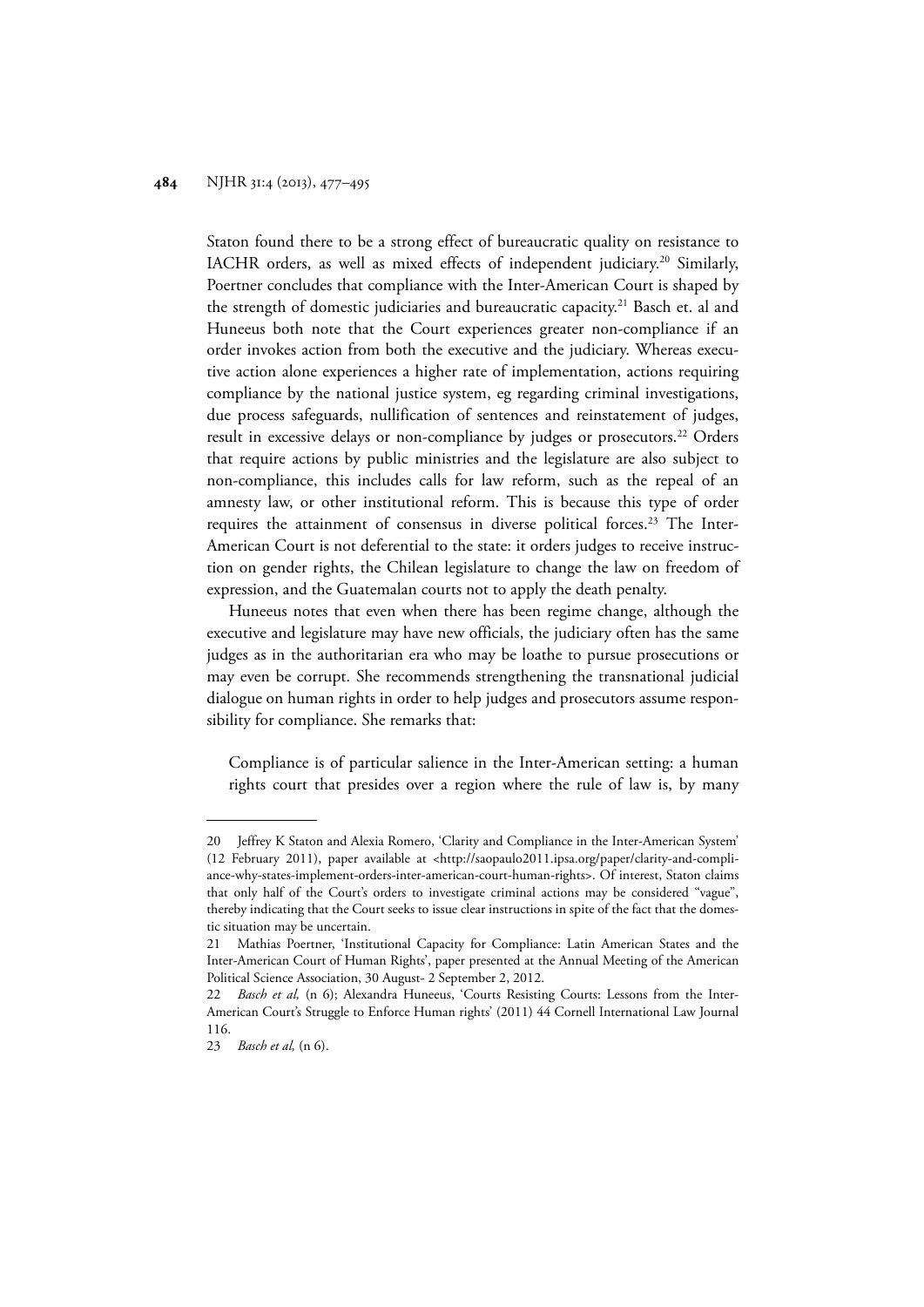Staton found there to be a strong effect of bureaucratic quality on resistance to IACHR orders, as well as mixed effects of independent judiciary.[20] Similarly, Poertner concludes that compliance with the Inter-American Court is shaped by the strength of domestic judiciaries and bureaucratic capacity.[21] Basch et. al and Huneeus both note that the Court experiences greater non-compliance if an order invokes action from both the executive and the judiciary. Whereas executive action alone experiences a higher rate of implementation, actions requiring compliance by the national justice system, eg regarding criminal investigations, due process safeguards, nullification of sentences and reinstatement of judges, result in excessive delays or non-compliance by judges or prosecutors.[22] Orders that require actions by public ministries and the legislature are also subject to non-compliance, this includes calls for law reform, such as the repeal of an amnesty law, or other institutional reform. This is because this type of order requires the attainment of consensus in diverse political forces.[23] The Inter-American Court is not deferential to the state: it orders judges to receive instruction on gender rights, the Chilean legislature to change the law on freedom of expression, and the Guatemalan courts not to apply the death penalty.

Huneeus notes that even when there has been regime change, although the executive and legislature may have new officials, the judiciary often has the same judges as in the authoritarian era who may be loathe to pursue prosecutions or may even be corrupt. She recommends strengthening the transnational judicial dialogue on human rights in order to help judges and prosecutors assume responsibility for compliance. She remarks that:

> Compliance is of particular salience in the Inter-American setting: a human rights court that presides over a region where the rule of law is, by many

---

20 Jeffrey K Staton and Alexia Romero, 'Clarity and Compliance in the Inter-American System' (12 February 2011), paper available at <http://saopaulo2011.ipsa.org/paper/clarity-and-compliance-why-states-implement-orders-inter-american-court-human-rights>. Of interest, Staton claims that only half of the Court's orders to investigate criminal actions may be considered "vague", thereby indicating that the Court seeks to issue clear instructions in spite of the fact that the domestic situation may be uncertain.

21 Mathias Poertner, 'Institutional Capacity for Compliance: Latin American States and the Inter-American Court of Human Rights', paper presented at the Annual Meeting of the American Political Science Association, 30 August- 2 September 2, 2012.

22 *Basch et al,* (n 6); Alexandra Huneeus, 'Courts Resisting Courts: Lessons from the Inter-American Court's Struggle to Enforce Human rights' (2011) 44 Cornell International Law Journal 116.

23 *Basch et al,* (n 6).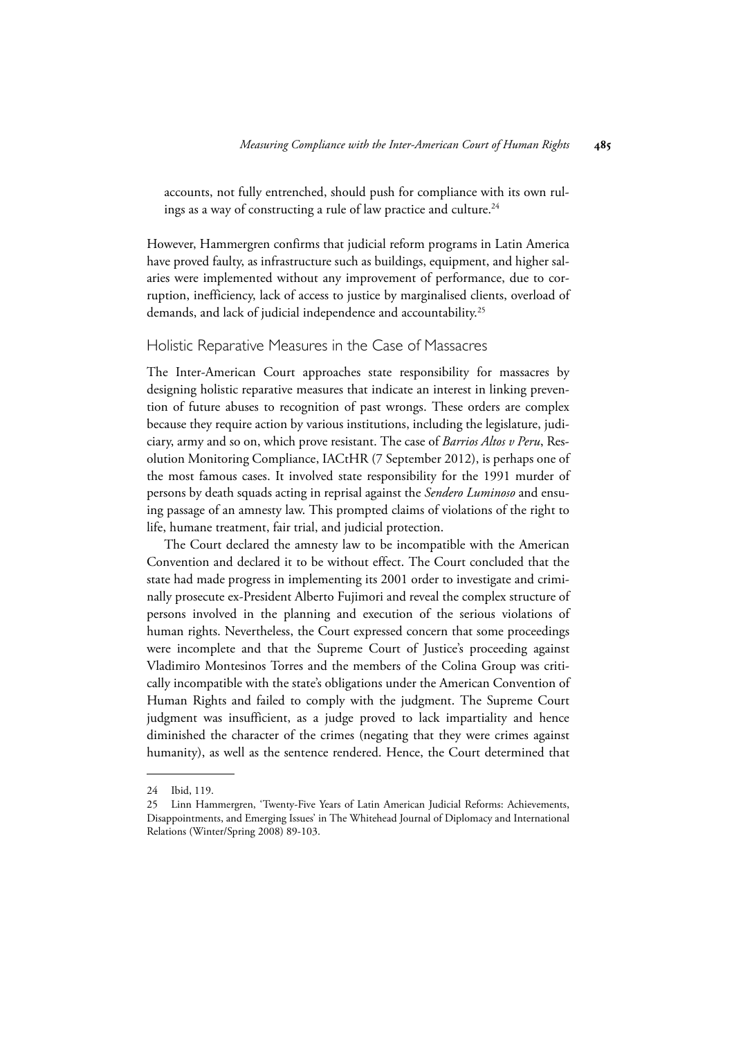accounts, not fully entrenched, should push for compliance with its own rulings as a way of constructing a rule of law practice and culture.[24]

However, Hammergren confirms that judicial reform programs in Latin America have proved faulty, as infrastructure such as buildings, equipment, and higher salaries were implemented without any improvement of performance, due to corruption, inefficiency, lack of access to justice by marginalised clients, overload of demands, and lack of judicial independence and accountability.[25]

## Holistic Reparative Measures in the Case of Massacres

The Inter-American Court approaches state responsibility for massacres by designing holistic reparative measures that indicate an interest in linking prevention of future abuses to recognition of past wrongs. These orders are complex because they require action by various institutions, including the legislature, judiciary, army and so on, which prove resistant. The case of *Barrios Altos v Peru*, Resolution Monitoring Compliance, IACtHR (7 September 2012), is perhaps one of the most famous cases. It involved state responsibility for the 1991 murder of persons by death squads acting in reprisal against the *Sendero Luminoso* and ensuing passage of an amnesty law. This prompted claims of violations of the right to life, humane treatment, fair trial, and judicial protection.

The Court declared the amnesty law to be incompatible with the American Convention and declared it to be without effect. The Court concluded that the state had made progress in implementing its 2001 order to investigate and criminally prosecute ex-President Alberto Fujimori and reveal the complex structure of persons involved in the planning and execution of the serious violations of human rights. Nevertheless, the Court expressed concern that some proceedings were incomplete and that the Supreme Court of Justice's proceeding against Vladimiro Montesinos Torres and the members of the Colina Group was critically incompatible with the state's obligations under the American Convention of Human Rights and failed to comply with the judgment. The Supreme Court judgment was insufficient, as a judge proved to lack impartiality and hence diminished the character of the crimes (negating that they were crimes against humanity), as well as the sentence rendered. Hence, the Court determined that

---

24 Ibid, 119.

25 Linn Hammergren, 'Twenty-Five Years of Latin American Judicial Reforms: Achievements, Disappointments, and Emerging Issues' in The Whitehead Journal of Diplomacy and International Relations (Winter/Spring 2008) 89-103.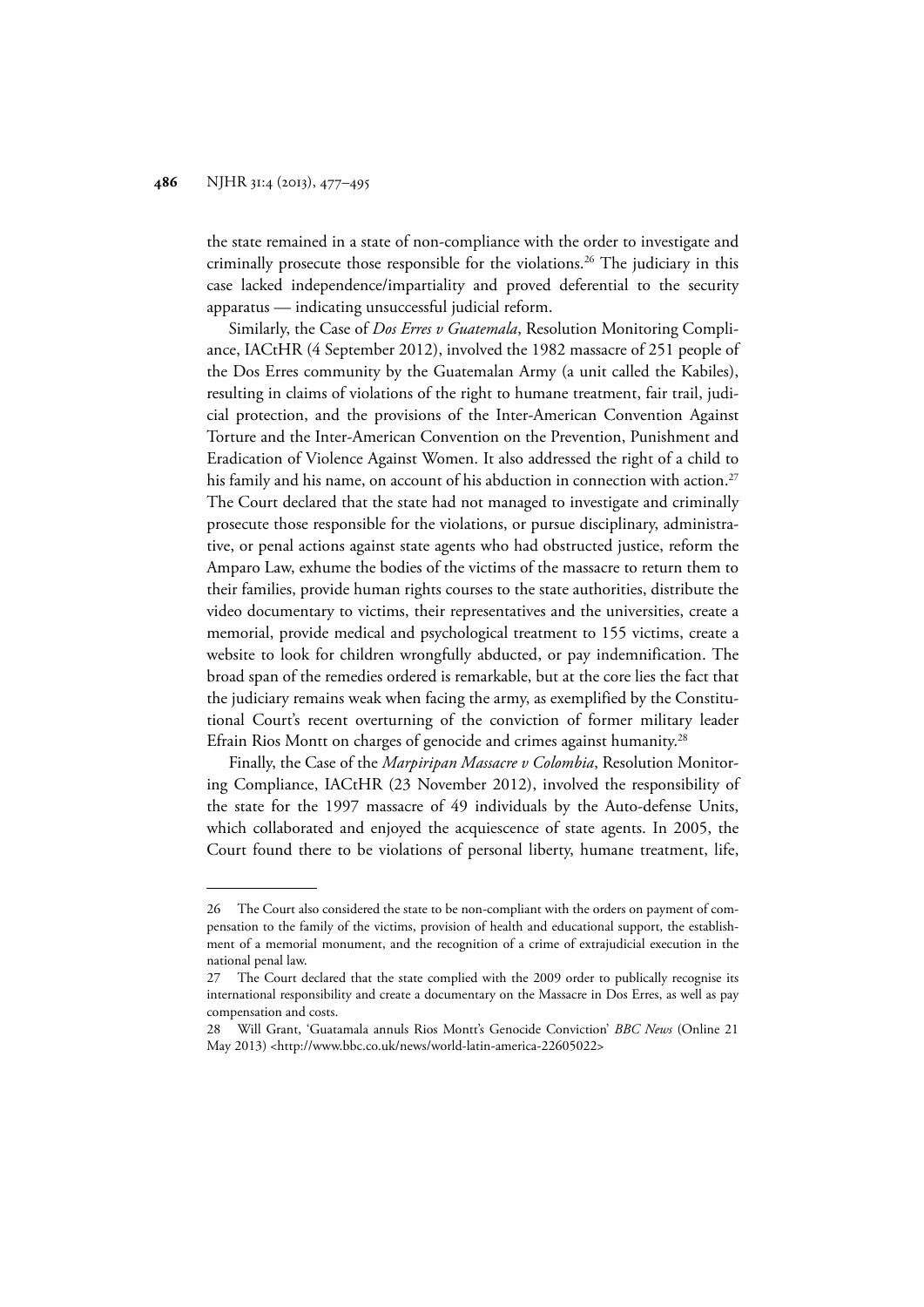the state remained in a state of non-compliance with the order to investigate and criminally prosecute those responsible for the violations.[26] The judiciary in this case lacked independence/impartiality and proved deferential to the security apparatus — indicating unsuccessful judicial reform.

Similarly, the Case of *Dos Erres v Guatemala*, Resolution Monitoring Compliance, IACtHR (4 September 2012), involved the 1982 massacre of 251 people of the Dos Erres community by the Guatemalan Army (a unit called the Kabiles), resulting in claims of violations of the right to humane treatment, fair trail, judicial protection, and the provisions of the Inter-American Convention Against Torture and the Inter-American Convention on the Prevention, Punishment and Eradication of Violence Against Women. It also addressed the right of a child to his family and his name, on account of his abduction in connection with action.[27] The Court declared that the state had not managed to investigate and criminally prosecute those responsible for the violations, or pursue disciplinary, administrative, or penal actions against state agents who had obstructed justice, reform the Amparo Law, exhume the bodies of the victims of the massacre to return them to their families, provide human rights courses to the state authorities, distribute the video documentary to victims, their representatives and the universities, create a memorial, provide medical and psychological treatment to 155 victims, create a website to look for children wrongfully abducted, or pay indemnification. The broad span of the remedies ordered is remarkable, but at the core lies the fact that the judiciary remains weak when facing the army, as exemplified by the Constitutional Court's recent overturning of the conviction of former military leader Efrain Rios Montt on charges of genocide and crimes against humanity.[28]

Finally, the Case of the *Marpiripan Massacre v Colombia*, Resolution Monitoring Compliance, IACtHR (23 November 2012), involved the responsibility of the state for the 1997 massacre of 49 individuals by the Auto-defense Units, which collaborated and enjoyed the acquiescence of state agents. In 2005, the Court found there to be violations of personal liberty, humane treatment, life,

---

26 The Court also considered the state to be non-compliant with the orders on payment of compensation to the family of the victims, provision of health and educational support, the establishment of a memorial monument, and the recognition of a crime of extrajudicial execution in the national penal law.

27 The Court declared that the state complied with the 2009 order to publically recognise its international responsibility and create a documentary on the Massacre in Dos Erres, as well as pay compensation and costs.

28 Will Grant, 'Guatamala annuls Rios Montt's Genocide Conviction' *BBC News* (Online 21 May 2013) <http://www.bbc.co.uk/news/world-latin-america-22605022>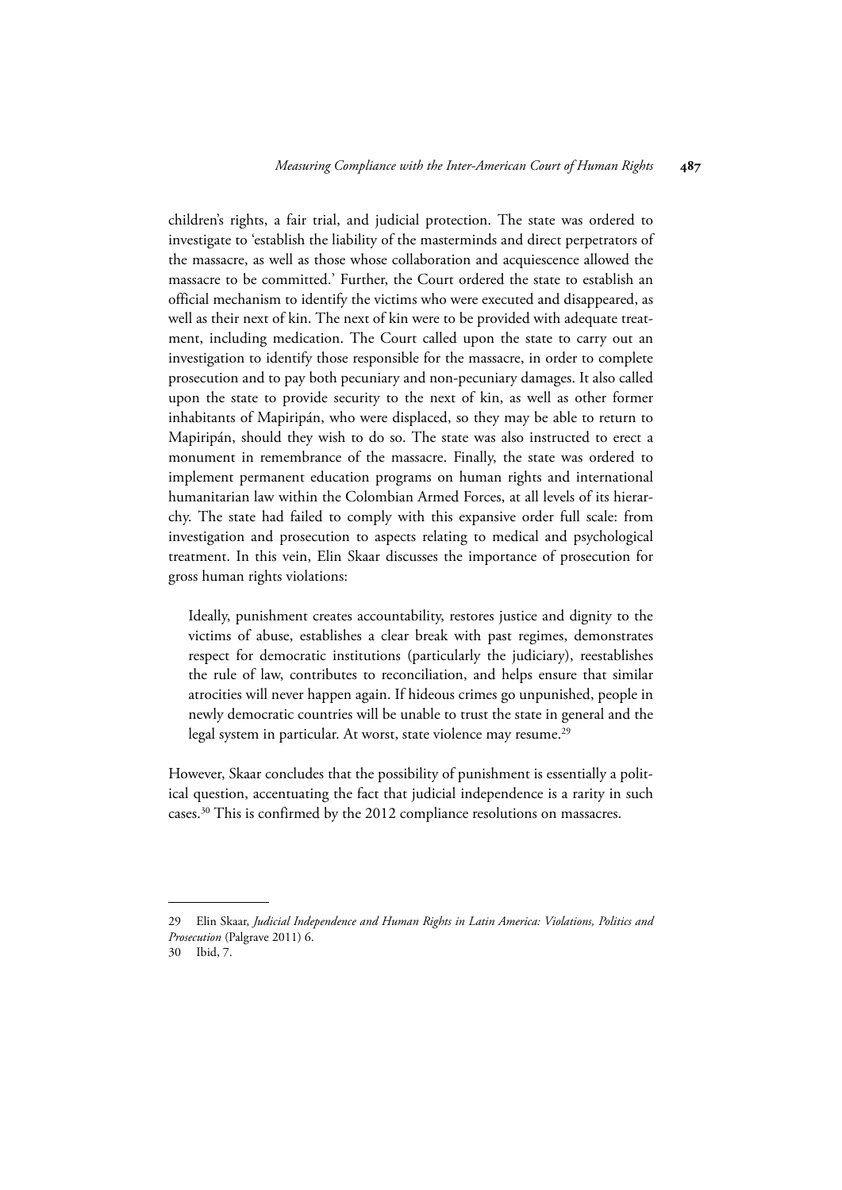children's rights, a fair trial, and judicial protection. The state was ordered to investigate to 'establish the liability of the masterminds and direct perpetrators of the massacre, as well as those whose collaboration and acquiescence allowed the massacre to be committed.' Further, the Court ordered the state to establish an official mechanism to identify the victims who were executed and disappeared, as well as their next of kin. The next of kin were to be provided with adequate treatment, including medication. The Court called upon the state to carry out an investigation to identify those responsible for the massacre, in order to complete prosecution and to pay both pecuniary and non-pecuniary damages. It also called upon the state to provide security to the next of kin, as well as other former inhabitants of Mapiripán, who were displaced, so they may be able to return to Mapiripán, should they wish to do so. The state was also instructed to erect a monument in remembrance of the massacre. Finally, the state was ordered to implement permanent education programs on human rights and international humanitarian law within the Colombian Armed Forces, at all levels of its hierarchy. The state had failed to comply with this expansive order full scale: from investigation and prosecution to aspects relating to medical and psychological treatment. In this vein, Elin Skaar discusses the importance of prosecution for gross human rights violations:

> Ideally, punishment creates accountability, restores justice and dignity to the victims of abuse, establishes a clear break with past regimes, demonstrates respect for democratic institutions (particularly the judiciary), reestablishes the rule of law, contributes to reconciliation, and helps ensure that similar atrocities will never happen again. If hideous crimes go unpunished, people in newly democratic countries will be unable to trust the state in general and the legal system in particular. At worst, state violence may resume.[29]

However, Skaar concludes that the possibility of punishment is essentially a political question, accentuating the fact that judicial independence is a rarity in such cases.[30] This is confirmed by the 2012 compliance resolutions on massacres.

---

29 Elin Skaar, *Judicial Independence and Human Rights in Latin America: Violations, Politics and Prosecution* (Palgrave 2011) 6.

30 Ibid, 7.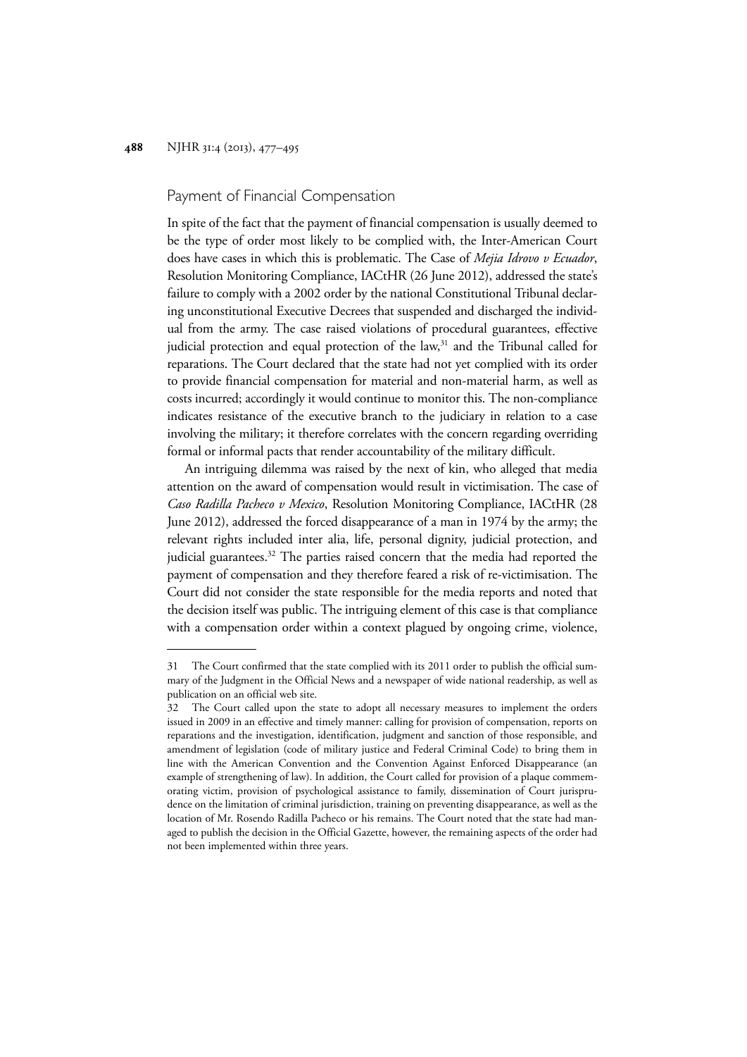## Payment of Financial Compensation

In spite of the fact that the payment of financial compensation is usually deemed to be the type of order most likely to be complied with, the Inter-American Court does have cases in which this is problematic. The Case of *Mejia Idrovo v Ecuador*, Resolution Monitoring Compliance, IACtHR (26 June 2012), addressed the state's failure to comply with a 2002 order by the national Constitutional Tribunal declaring unconstitutional Executive Decrees that suspended and discharged the individual from the army. The case raised violations of procedural guarantees, effective judicial protection and equal protection of the law,[31] and the Tribunal called for reparations. The Court declared that the state had not yet complied with its order to provide financial compensation for material and non-material harm, as well as costs incurred; accordingly it would continue to monitor this. The non-compliance indicates resistance of the executive branch to the judiciary in relation to a case involving the military; it therefore correlates with the concern regarding overriding formal or informal pacts that render accountability of the military difficult.

An intriguing dilemma was raised by the next of kin, who alleged that media attention on the award of compensation would result in victimisation. The case of *Caso Radilla Pacheco v Mexico*, Resolution Monitoring Compliance, IACtHR (28 June 2012), addressed the forced disappearance of a man in 1974 by the army; the relevant rights included inter alia, life, personal dignity, judicial protection, and judicial guarantees.[32] The parties raised concern that the media had reported the payment of compensation and they therefore feared a risk of re-victimisation. The Court did not consider the state responsible for the media reports and noted that the decision itself was public. The intriguing element of this case is that compliance with a compensation order within a context plagued by ongoing crime, violence,

---

31 The Court confirmed that the state complied with its 2011 order to publish the official summary of the Judgment in the Official News and a newspaper of wide national readership, as well as publication on an official web site.

32 The Court called upon the state to adopt all necessary measures to implement the orders issued in 2009 in an effective and timely manner: calling for provision of compensation, reports on reparations and the investigation, identification, judgment and sanction of those responsible, and amendment of legislation (code of military justice and Federal Criminal Code) to bring them in line with the American Convention and the Convention Against Enforced Disappearance (an example of strengthening of law). In addition, the Court called for provision of a plaque commemorating victim, provision of psychological assistance to family, dissemination of Court jurisprudence on the limitation of criminal jurisdiction, training on preventing disappearance, as well as the location of Mr. Rosendo Radilla Pacheco or his remains. The Court noted that the state had managed to publish the decision in the Official Gazette, however, the remaining aspects of the order had not been implemented within three years.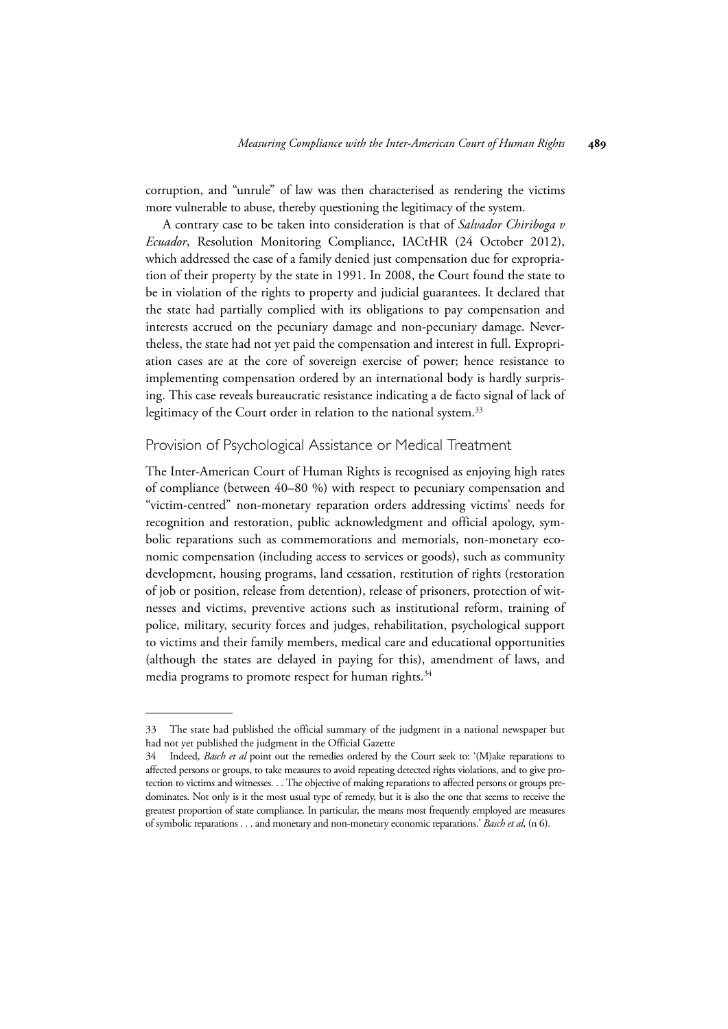corruption, and "unrule" of law was then characterised as rendering the victims more vulnerable to abuse, thereby questioning the legitimacy of the system.

A contrary case to be taken into consideration is that of *Salvador Chiriboga v Ecuador*, Resolution Monitoring Compliance, IACtHR (24 October 2012), which addressed the case of a family denied just compensation due for expropriation of their property by the state in 1991. In 2008, the Court found the state to be in violation of the rights to property and judicial guarantees. It declared that the state had partially complied with its obligations to pay compensation and interests accrued on the pecuniary damage and non-pecuniary damage. Nevertheless, the state had not yet paid the compensation and interest in full. Expropriation cases are at the core of sovereign exercise of power; hence resistance to implementing compensation ordered by an international body is hardly surprising. This case reveals bureaucratic resistance indicating a de facto signal of lack of legitimacy of the Court order in relation to the national system.[33]

## Provision of Psychological Assistance or Medical Treatment

The Inter-American Court of Human Rights is recognised as enjoying high rates of compliance (between 40–80 %) with respect to pecuniary compensation and "victim-centred" non-monetary reparation orders addressing victims' needs for recognition and restoration, public acknowledgment and official apology, symbolic reparations such as commemorations and memorials, non-monetary economic compensation (including access to services or goods), such as community development, housing programs, land cessation, restitution of rights (restoration of job or position, release from detention), release of prisoners, protection of witnesses and victims, preventive actions such as institutional reform, training of police, military, security forces and judges, rehabilitation, psychological support to victims and their family members, medical care and educational opportunities (although the states are delayed in paying for this), amendment of laws, and media programs to promote respect for human rights.[34]

---

33 The state had published the official summary of the judgment in a national newspaper but had not yet published the judgment in the Official Gazette

34 Indeed, *Basch et al* point out the remedies ordered by the Court seek to: '(M)ake reparations to affected persons or groups, to take measures to avoid repeating detected rights violations, and to give protection to victims and witnesses. . . The objective of making reparations to affected persons or groups predominates. Not only is it the most usual type of remedy, but it is also the one that seems to receive the greatest proportion of state compliance. In particular, the means most frequently employed are measures of symbolic reparations . . . and monetary and non-monetary economic reparations.' *Basch et al*, (n 6).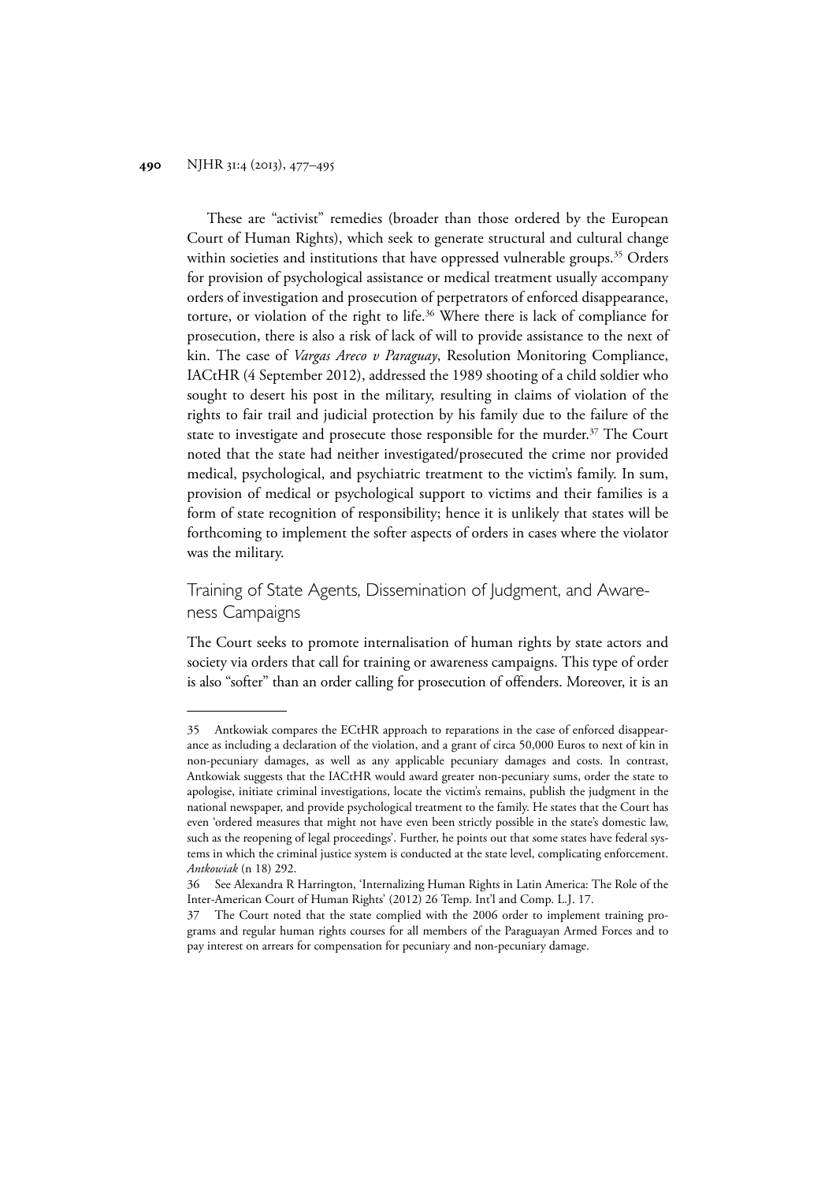These are "activist" remedies (broader than those ordered by the European Court of Human Rights), which seek to generate structural and cultural change within societies and institutions that have oppressed vulnerable groups.[35] Orders for provision of psychological assistance or medical treatment usually accompany orders of investigation and prosecution of perpetrators of enforced disappearance, torture, or violation of the right to life.[36] Where there is lack of compliance for prosecution, there is also a risk of lack of will to provide assistance to the next of kin. The case of *Vargas Areco v Paraguay*, Resolution Monitoring Compliance, IACtHR (4 September 2012), addressed the 1989 shooting of a child soldier who sought to desert his post in the military, resulting in claims of violation of the rights to fair trail and judicial protection by his family due to the failure of the state to investigate and prosecute those responsible for the murder.[37] The Court noted that the state had neither investigated/prosecuted the crime nor provided medical, psychological, and psychiatric treatment to the victim's family. In sum, provision of medical or psychological support to victims and their families is a form of state recognition of responsibility; hence it is unlikely that states will be forthcoming to implement the softer aspects of orders in cases where the violator was the military.

## Training of State Agents, Dissemination of Judgment, and Awareness Campaigns

The Court seeks to promote internalisation of human rights by state actors and society via orders that call for training or awareness campaigns. This type of order is also "softer" than an order calling for prosecution of offenders. Moreover, it is an

---

35 Antkowiak compares the ECtHR approach to reparations in the case of enforced disappearance as including a declaration of the violation, and a grant of circa 50,000 Euros to next of kin in non-pecuniary damages, as well as any applicable pecuniary damages and costs. In contrast, Antkowiak suggests that the IACtHR would award greater non-pecuniary sums, order the state to apologise, initiate criminal investigations, locate the victim's remains, publish the judgment in the national newspaper, and provide psychological treatment to the family. He states that the Court has even 'ordered measures that might not have even been strictly possible in the state's domestic law, such as the reopening of legal proceedings'. Further, he points out that some states have federal systems in which the criminal justice system is conducted at the state level, complicating enforcement. *Antkowiak* (n 18) 292.

36 See Alexandra R Harrington, 'Internalizing Human Rights in Latin America: The Role of the Inter-American Court of Human Rights' (2012) 26 Temp. Int'l and Comp. L.J. 17.

37 The Court noted that the state complied with the 2006 order to implement training programs and regular human rights courses for all members of the Paraguayan Armed Forces and to pay interest on arrears for compensation for pecuniary and non-pecuniary damage.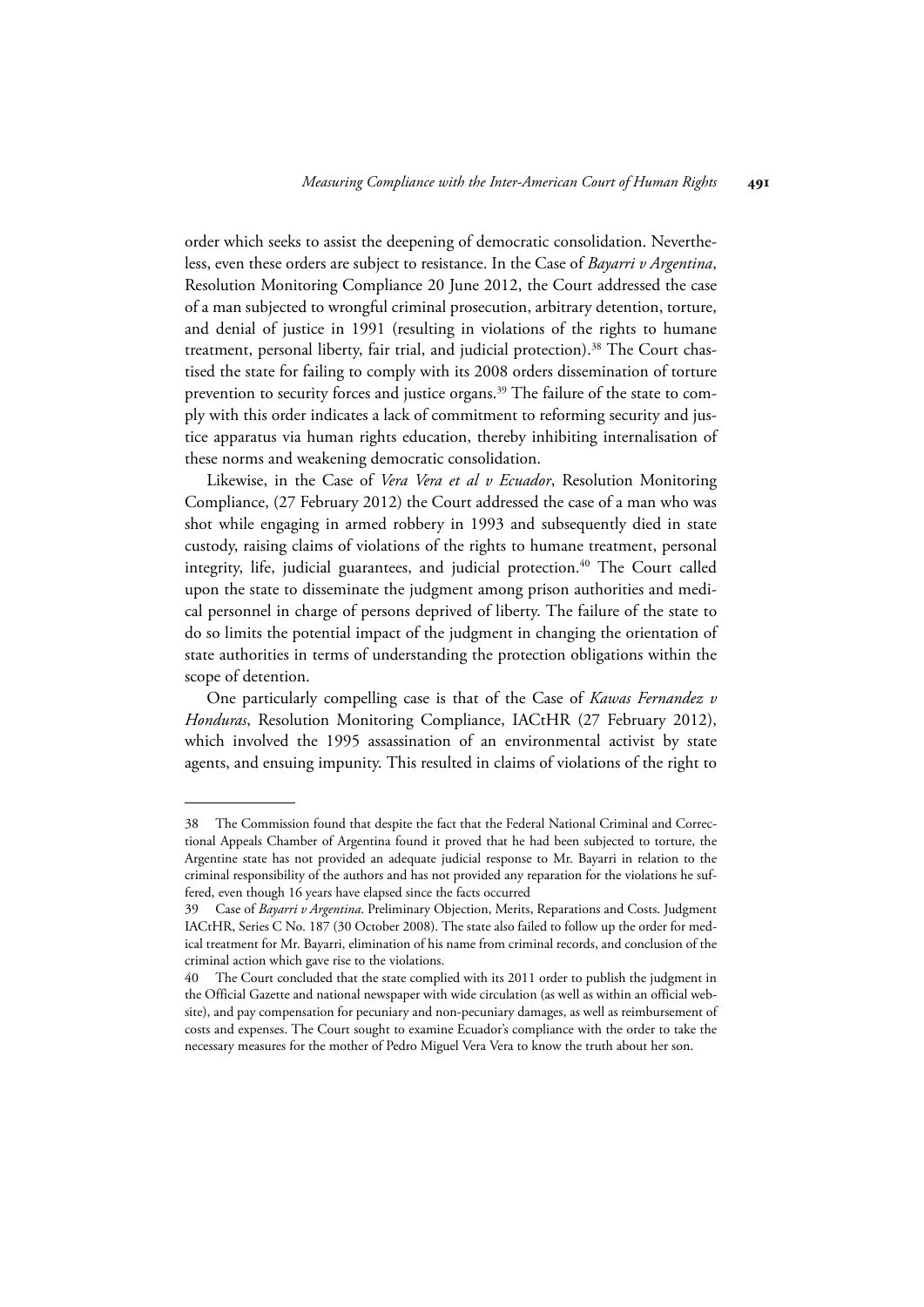order which seeks to assist the deepening of democratic consolidation. Nevertheless, even these orders are subject to resistance. In the Case of *Bayarri v Argentina*, Resolution Monitoring Compliance 20 June 2012, the Court addressed the case of a man subjected to wrongful criminal prosecution, arbitrary detention, torture, and denial of justice in 1991 (resulting in violations of the rights to humane treatment, personal liberty, fair trial, and judicial protection).[38] The Court chastised the state for failing to comply with its 2008 orders dissemination of torture prevention to security forces and justice organs.[39] The failure of the state to comply with this order indicates a lack of commitment to reforming security and justice apparatus via human rights education, thereby inhibiting internalisation of these norms and weakening democratic consolidation.

Likewise, in the Case of *Vera Vera et al v Ecuador*, Resolution Monitoring Compliance, (27 February 2012) the Court addressed the case of a man who was shot while engaging in armed robbery in 1993 and subsequently died in state custody, raising claims of violations of the rights to humane treatment, personal integrity, life, judicial guarantees, and judicial protection.[40] The Court called upon the state to disseminate the judgment among prison authorities and medical personnel in charge of persons deprived of liberty. The failure of the state to do so limits the potential impact of the judgment in changing the orientation of state authorities in terms of understanding the protection obligations within the scope of detention.

One particularly compelling case is that of the Case of *Kawas Fernandez v Honduras*, Resolution Monitoring Compliance, IACtHR (27 February 2012), which involved the 1995 assassination of an environmental activist by state agents, and ensuing impunity. This resulted in claims of violations of the right to

---

38 The Commission found that despite the fact that the Federal National Criminal and Correctional Appeals Chamber of Argentina found it proved that he had been subjected to torture, the Argentine state has not provided an adequate judicial response to Mr. Bayarri in relation to the criminal responsibility of the authors and has not provided any reparation for the violations he suffered, even though 16 years have elapsed since the facts occurred

39 Case of *Bayarri v Argentina*. Preliminary Objection, Merits, Reparations and Costs. Judgment IACtHR, Series C No. 187 (30 October 2008). The state also failed to follow up the order for medical treatment for Mr. Bayarri, elimination of his name from criminal records, and conclusion of the criminal action which gave rise to the violations.

40 The Court concluded that the state complied with its 2011 order to publish the judgment in the Official Gazette and national newspaper with wide circulation (as well as within an official website), and pay compensation for pecuniary and non-pecuniary damages, as well as reimbursement of costs and expenses. The Court sought to examine Ecuador's compliance with the order to take the necessary measures for the mother of Pedro Miguel Vera Vera to know the truth about her son.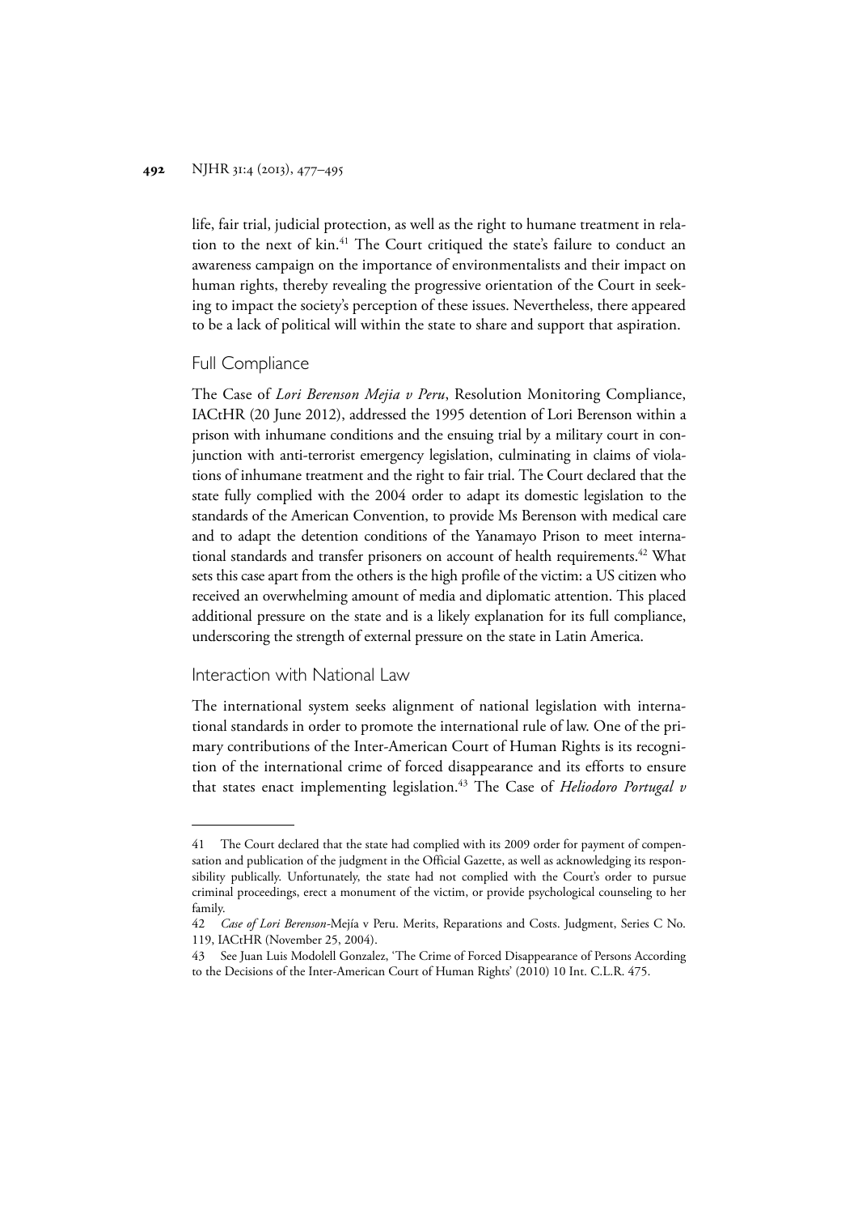life, fair trial, judicial protection, as well as the right to humane treatment in relation to the next of kin.[41] The Court critiqued the state's failure to conduct an awareness campaign on the importance of environmentalists and their impact on human rights, thereby revealing the progressive orientation of the Court in seeking to impact the society's perception of these issues. Nevertheless, there appeared to be a lack of political will within the state to share and support that aspiration.

## Full Compliance

The Case of *Lori Berenson Mejia v Peru*, Resolution Monitoring Compliance, IACtHR (20 June 2012), addressed the 1995 detention of Lori Berenson within a prison with inhumane conditions and the ensuing trial by a military court in conjunction with anti-terrorist emergency legislation, culminating in claims of violations of inhumane treatment and the right to fair trial. The Court declared that the state fully complied with the 2004 order to adapt its domestic legislation to the standards of the American Convention, to provide Ms Berenson with medical care and to adapt the detention conditions of the Yanamayo Prison to meet international standards and transfer prisoners on account of health requirements.[42] What sets this case apart from the others is the high profile of the victim: a US citizen who received an overwhelming amount of media and diplomatic attention. This placed additional pressure on the state and is a likely explanation for its full compliance, underscoring the strength of external pressure on the state in Latin America.

## Interaction with National Law

The international system seeks alignment of national legislation with international standards in order to promote the international rule of law. One of the primary contributions of the Inter-American Court of Human Rights is its recognition of the international crime of forced disappearance and its efforts to ensure that states enact implementing legislation.[43] The Case of *Heliodoro Portugal v*

---

41 The Court declared that the state had complied with its 2009 order for payment of compensation and publication of the judgment in the Official Gazette, as well as acknowledging its responsibility publically. Unfortunately, the state had not complied with the Court's order to pursue criminal proceedings, erect a monument of the victim, or provide psychological counseling to her family.

42 *Case of Lori Berenson*-Mejía v Peru. Merits, Reparations and Costs. Judgment, Series C No. 119, IACtHR (November 25, 2004).

43 See Juan Luis Modolell Gonzalez, 'The Crime of Forced Disappearance of Persons According to the Decisions of the Inter-American Court of Human Rights' (2010) 10 Int. C.L.R. 475.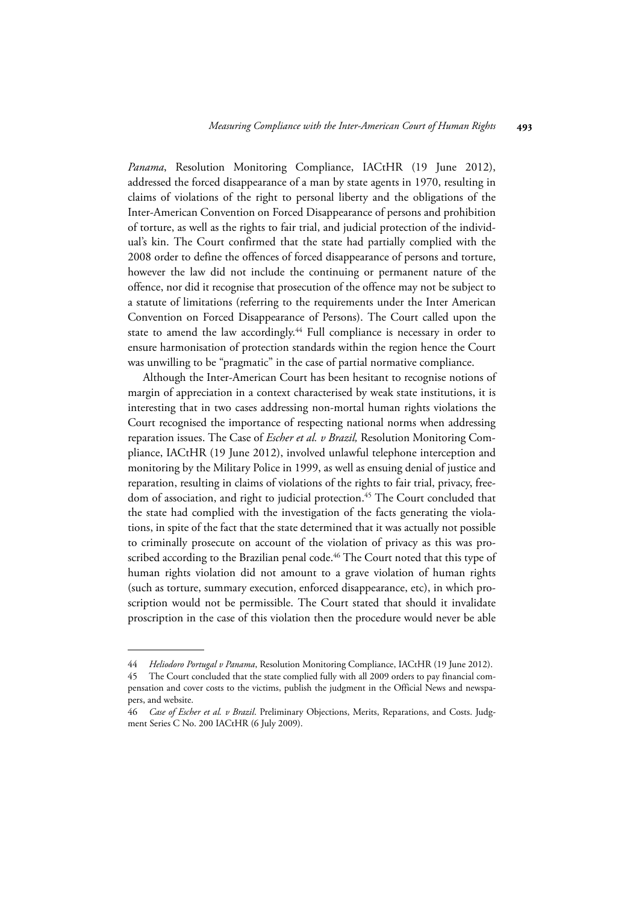*Panama*, Resolution Monitoring Compliance, IACtHR (19 June 2012), addressed the forced disappearance of a man by state agents in 1970, resulting in claims of violations of the right to personal liberty and the obligations of the Inter-American Convention on Forced Disappearance of persons and prohibition of torture, as well as the rights to fair trial, and judicial protection of the individual's kin. The Court confirmed that the state had partially complied with the 2008 order to define the offences of forced disappearance of persons and torture, however the law did not include the continuing or permanent nature of the offence, nor did it recognise that prosecution of the offence may not be subject to a statute of limitations (referring to the requirements under the Inter American Convention on Forced Disappearance of Persons). The Court called upon the state to amend the law accordingly.[44] Full compliance is necessary in order to ensure harmonisation of protection standards within the region hence the Court was unwilling to be "pragmatic" in the case of partial normative compliance.

Although the Inter-American Court has been hesitant to recognise notions of margin of appreciation in a context characterised by weak state institutions, it is interesting that in two cases addressing non-mortal human rights violations the Court recognised the importance of respecting national norms when addressing reparation issues. The Case of *Escher et al. v Brazil,* Resolution Monitoring Compliance, IACtHR (19 June 2012), involved unlawful telephone interception and monitoring by the Military Police in 1999, as well as ensuing denial of justice and reparation, resulting in claims of violations of the rights to fair trial, privacy, freedom of association, and right to judicial protection.[45] The Court concluded that the state had complied with the investigation of the facts generating the violations, in spite of the fact that the state determined that it was actually not possible to criminally prosecute on account of the violation of privacy as this was proscribed according to the Brazilian penal code.[46] The Court noted that this type of human rights violation did not amount to a grave violation of human rights (such as torture, summary execution, enforced disappearance, etc), in which proscription would not be permissible. The Court stated that should it invalidate proscription in the case of this violation then the procedure would never be able

---

44 *Heliodoro Portugal v Panama*, Resolution Monitoring Compliance, IACtHR (19 June 2012).

45 The Court concluded that the state complied fully with all 2009 orders to pay financial compensation and cover costs to the victims, publish the judgment in the Official News and newspapers, and website.

46 *Case of Escher et al. v Brazil*. Preliminary Objections, Merits, Reparations, and Costs. Judgment Series C No. 200 IACtHR (6 July 2009).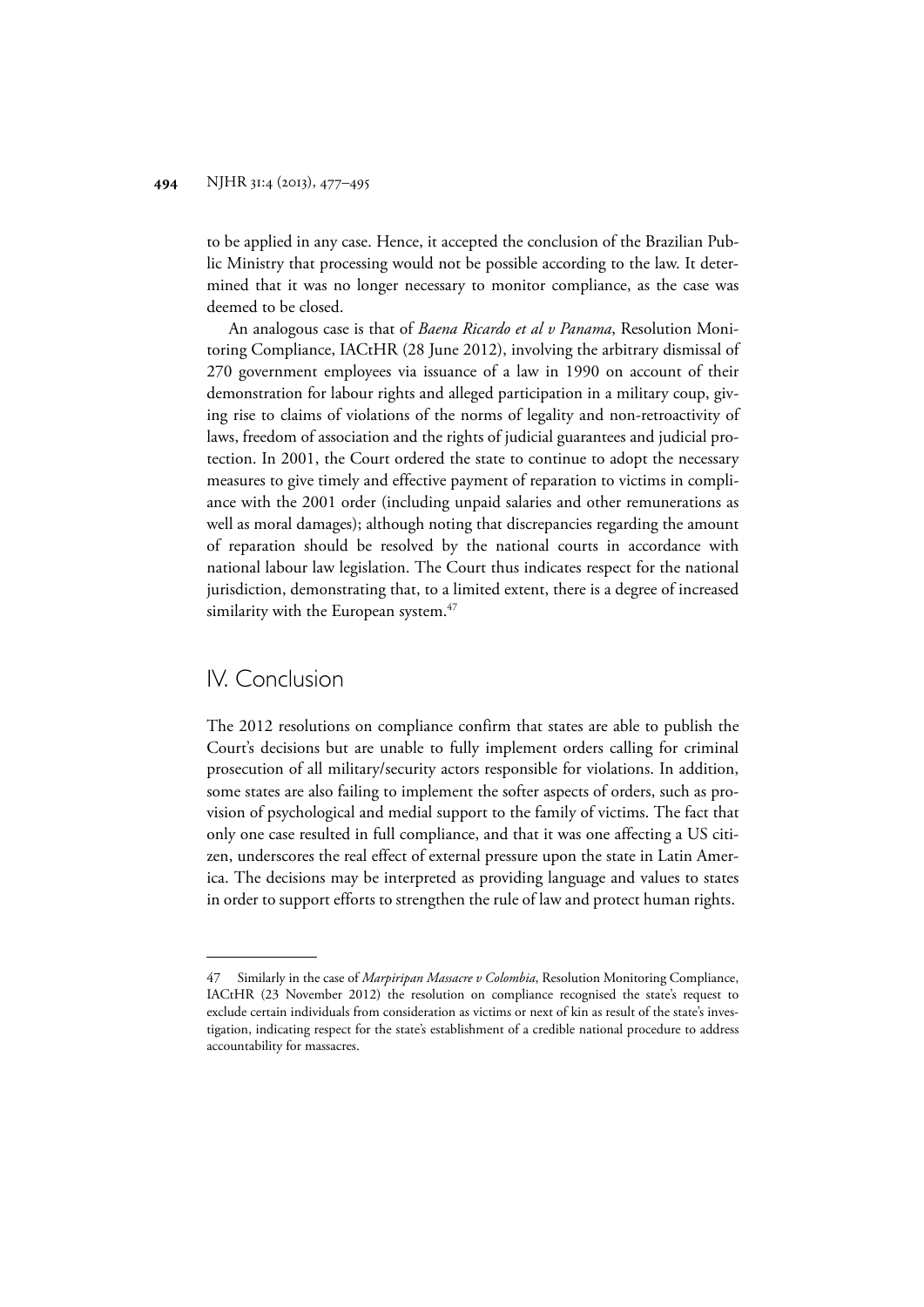to be applied in any case. Hence, it accepted the conclusion of the Brazilian Public Ministry that processing would not be possible according to the law. It determined that it was no longer necessary to monitor compliance, as the case was deemed to be closed.

An analogous case is that of *Baena Ricardo et al v Panama*, Resolution Monitoring Compliance, IACtHR (28 June 2012), involving the arbitrary dismissal of 270 government employees via issuance of a law in 1990 on account of their demonstration for labour rights and alleged participation in a military coup, giving rise to claims of violations of the norms of legality and non-retroactivity of laws, freedom of association and the rights of judicial guarantees and judicial protection. In 2001, the Court ordered the state to continue to adopt the necessary measures to give timely and effective payment of reparation to victims in compliance with the 2001 order (including unpaid salaries and other remunerations as well as moral damages); although noting that discrepancies regarding the amount of reparation should be resolved by the national courts in accordance with national labour law legislation. The Court thus indicates respect for the national jurisdiction, demonstrating that, to a limited extent, there is a degree of increased similarity with the European system.[47]

## IV. Conclusion

The 2012 resolutions on compliance confirm that states are able to publish the Court's decisions but are unable to fully implement orders calling for criminal prosecution of all military/security actors responsible for violations. In addition, some states are also failing to implement the softer aspects of orders, such as provision of psychological and medial support to the family of victims. The fact that only one case resulted in full compliance, and that it was one affecting a US citizen, underscores the real effect of external pressure upon the state in Latin America. The decisions may be interpreted as providing language and values to states in order to support efforts to strengthen the rule of law and protect human rights.

---

47 Similarly in the case of *Marpiripan Massacre v Colombia*, Resolution Monitoring Compliance, IACtHR (23 November 2012) the resolution on compliance recognised the state's request to exclude certain individuals from consideration as victims or next of kin as result of the state's investigation, indicating respect for the state's establishment of a credible national procedure to address accountability for massacres.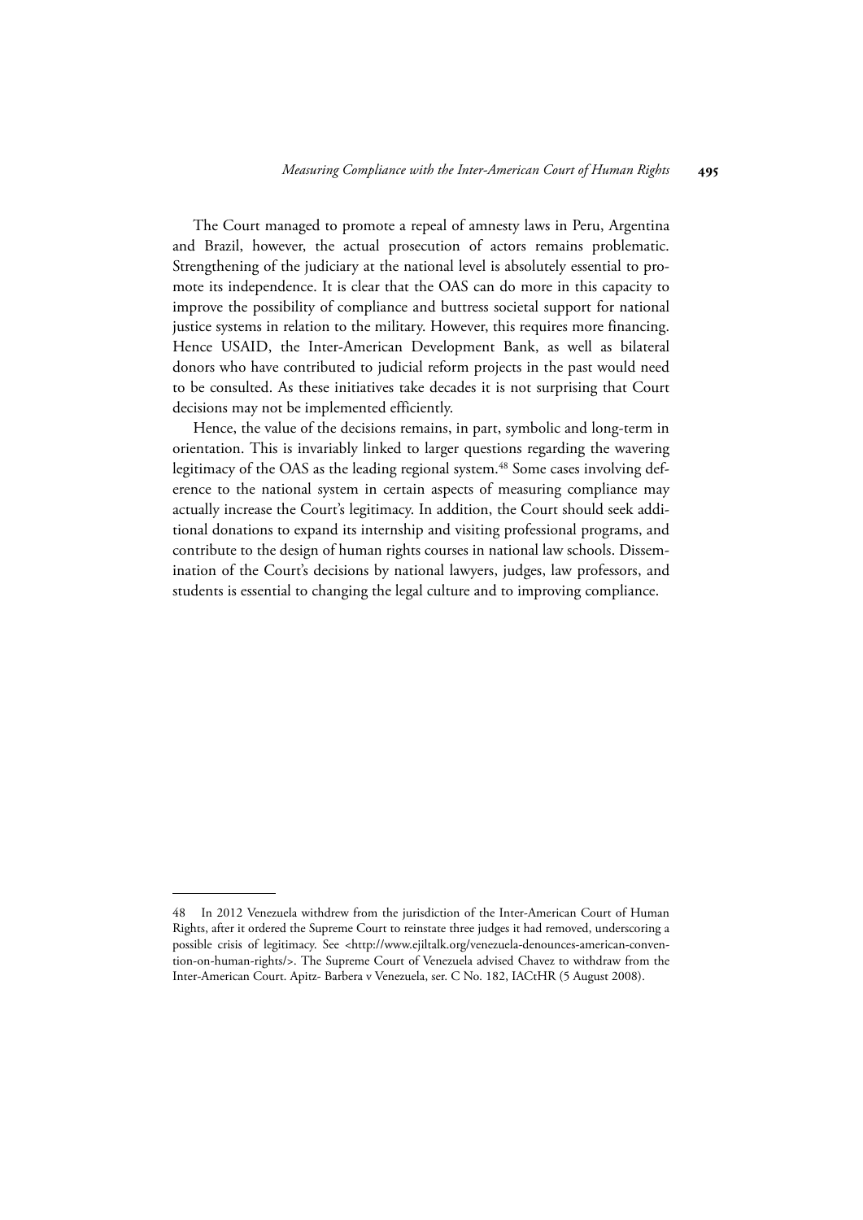The Court managed to promote a repeal of amnesty laws in Peru, Argentina and Brazil, however, the actual prosecution of actors remains problematic. Strengthening of the judiciary at the national level is absolutely essential to promote its independence. It is clear that the OAS can do more in this capacity to improve the possibility of compliance and buttress societal support for national justice systems in relation to the military. However, this requires more financing. Hence USAID, the Inter-American Development Bank, as well as bilateral donors who have contributed to judicial reform projects in the past would need to be consulted. As these initiatives take decades it is not surprising that Court decisions may not be implemented efficiently.

Hence, the value of the decisions remains, in part, symbolic and long-term in orientation. This is invariably linked to larger questions regarding the wavering legitimacy of the OAS as the leading regional system.[48] Some cases involving deference to the national system in certain aspects of measuring compliance may actually increase the Court's legitimacy. In addition, the Court should seek additional donations to expand its internship and visiting professional programs, and contribute to the design of human rights courses in national law schools. Dissemination of the Court's decisions by national lawyers, judges, law professors, and students is essential to changing the legal culture and to improving compliance.

---

48 In 2012 Venezuela withdrew from the jurisdiction of the Inter-American Court of Human Rights, after it ordered the Supreme Court to reinstate three judges it had removed, underscoring a possible crisis of legitimacy. See <http://www.ejiltalk.org/venezuela-denounces-american-convention-on-human-rights/>. The Supreme Court of Venezuela advised Chavez to withdraw from the Inter-American Court. Apitz- Barbera v Venezuela, ser. C No. 182, IACtHR (5 August 2008).